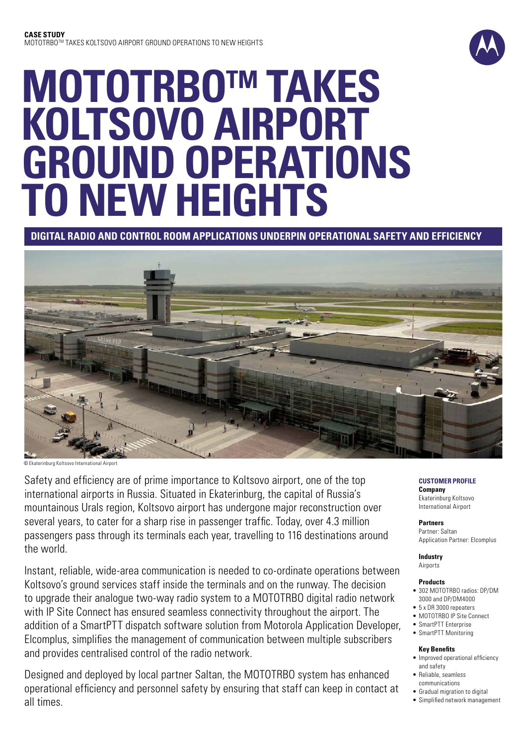**CASE STUDY**
MOTOTRBO™ TAKES KOLTSOVO AIRPORT GROUND OPERATIONS TO NEW HEIGHTS

# MOTOTRBO™ TAKES KOLTSOVO AIRPORT GROUND OPERATIONS TO NEW HEIGHTS

## DIGITAL RADIO AND CONTROL ROOM APPLICATIONS UNDERPIN OPERATIONAL SAFETY AND EFFICIENCY

© Ekaterinburg Koltsovo International Airport

Safety and efficiency are of prime importance to Koltsovo airport, one of the top international airports in Russia. Situated in Ekaterinburg, the capital of Russia's mountainous Urals region, Koltsovo airport has undergone major reconstruction over several years, to cater for a sharp rise in passenger traffic. Today, over 4.3 million passengers pass through its terminals each year, travelling to 116 destinations around the world.

Instant, reliable, wide-area communication is needed to co-ordinate operations between Koltsovo's ground services staff inside the terminals and on the runway. The decision to upgrade their analogue two-way radio system to a MOTOTRBO digital radio network with IP Site Connect has ensured seamless connectivity throughout the airport. The addition of a SmartPTT dispatch software solution from Motorola Application Developer, Elcomplus, simplifies the management of communication between multiple subscribers and provides centralised control of the radio network.

Designed and deployed by local partner Saltan, the MOTOTRBO system has enhanced operational efficiency and personnel safety by ensuring that staff can keep in contact at all times.

### CUSTOMER PROFILE

**Company**
Ekaterinburg Koltsovo International Airport

**Partners**
Partner: Saltan
Application Partner: Elcomplus

**Industry**
Airports

**Products**
- 302 MOTOTRBO radios: DP/DM 3000 and DP/DM4000
- 5 x DR 3000 repeaters
- MOTOTRBO IP Site Connect
- SmartPTT Enterprise
- SmartPTT Monitoring

**Key Benefits**
- Improved operational efficiency and safety
- Reliable, seamless communications
- Gradual migration to digital
- Simplified network management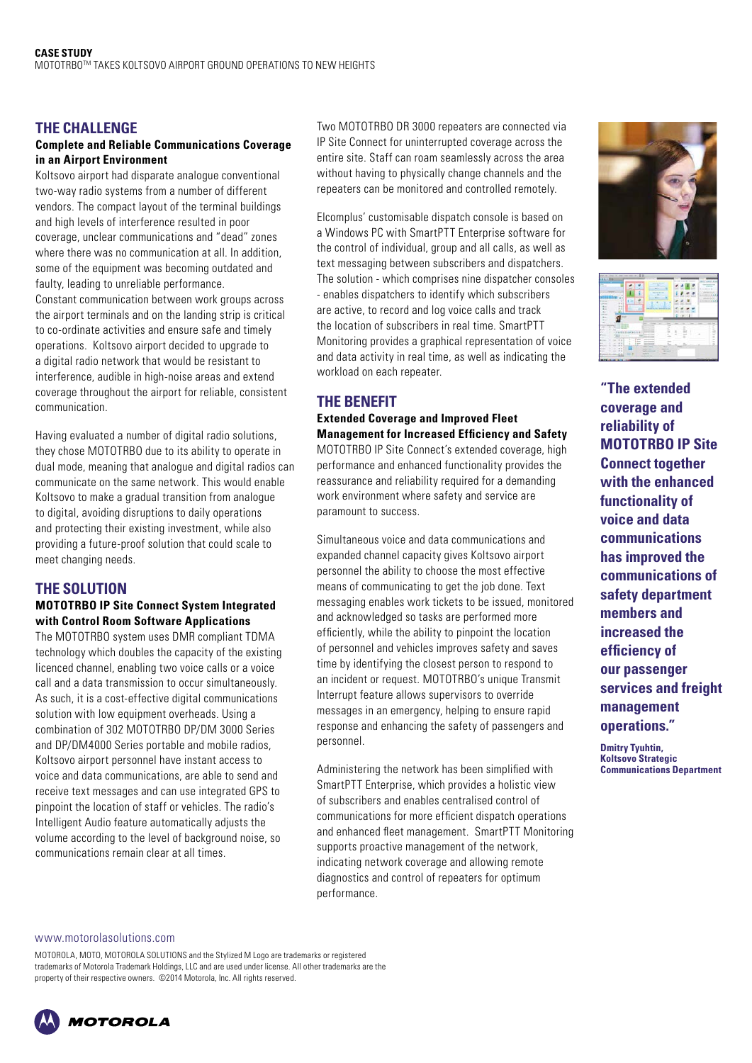## THE CHALLENGE

### Complete and Reliable Communications Coverage in an Airport Environment

Koltsovo airport had disparate analogue conventional two-way radio systems from a number of different vendors. The compact layout of the terminal buildings and high levels of interference resulted in poor coverage, unclear communications and "dead" zones where there was no communication at all. In addition, some of the equipment was becoming outdated and faulty, leading to unreliable performance.
Constant communication between work groups across the airport terminals and on the landing strip is critical to co-ordinate activities and ensure safe and timely operations. Koltsovo airport decided to upgrade to a digital radio network that would be resistant to interference, audible in high-noise areas and extend coverage throughout the airport for reliable, consistent communication.

Having evaluated a number of digital radio solutions, they chose MOTOTRBO due to its ability to operate in dual mode, meaning that analogue and digital radios can communicate on the same network. This would enable Koltsovo to make a gradual transition from analogue to digital, avoiding disruptions to daily operations and protecting their existing investment, while also providing a future-proof solution that could scale to meet changing needs.

## THE SOLUTION

### MOTOTRBO IP Site Connect System Integrated with Control Room Software Applications

The MOTOTRBO system uses DMR compliant TDMA technology which doubles the capacity of the existing licenced channel, enabling two voice calls or a voice call and a data transmission to occur simultaneously. As such, it is a cost-effective digital communications solution with low equipment overheads. Using a combination of 302 MOTOTRBO DP/DM 3000 Series and DP/DM4000 Series portable and mobile radios, Koltsovo airport personnel have instant access to voice and data communications, are able to send and receive text messages and can use integrated GPS to pinpoint the location of staff or vehicles. The radio's Intelligent Audio feature automatically adjusts the volume according to the level of background noise, so communications remain clear at all times.

Two MOTOTRBO DR 3000 repeaters are connected via IP Site Connect for uninterrupted coverage across the entire site. Staff can roam seamlessly across the area without having to physically change channels and the repeaters can be monitored and controlled remotely.

Elcomplus' customisable dispatch console is based on a Windows PC with SmartPTT Enterprise software for the control of individual, group and all calls, as well as text messaging between subscribers and dispatchers. The solution - which comprises nine dispatcher consoles - enables dispatchers to identify which subscribers are active, to record and log voice calls and track the location of subscribers in real time. SmartPTT Monitoring provides a graphical representation of voice and data activity in real time, as well as indicating the workload on each repeater.

## THE BENEFIT

### Extended Coverage and Improved Fleet Management for Increased Efficiency and Safety

MOTOTRBO IP Site Connect's extended coverage, high performance and enhanced functionality provides the reassurance and reliability required for a demanding work environment where safety and service are paramount to success.

Simultaneous voice and data communications and expanded channel capacity gives Koltsovo airport personnel the ability to choose the most effective means of communicating to get the job done. Text messaging enables work tickets to be issued, monitored and acknowledged so tasks are performed more efficiently, while the ability to pinpoint the location of personnel and vehicles improves safety and saves time by identifying the closest person to respond to an incident or request. MOTOTRBO's unique Transmit Interrupt feature allows supervisors to override messages in an emergency, helping to ensure rapid response and enhancing the safety of passengers and personnel.

Administering the network has been simplified with SmartPTT Enterprise, which provides a holistic view of subscribers and enables centralised control of communications for more efficient dispatch operations and enhanced fleet management. SmartPTT Monitoring supports proactive management of the network, indicating network coverage and allowing remote diagnostics and control of repeaters for optimum performance.

**"The extended coverage and reliability of MOTOTRBO IP Site Connect together with the enhanced functionality of voice and data communications has improved the communications of safety department members and increased the efficiency of our passenger services and freight management operations."**

**Dmitry Tyuhtin, Koltsovo Strategic Communications Department**

www.motorolasolutions.com

MOTOROLA, MOTO, MOTOROLA SOLUTIONS and the Stylized M Logo are trademarks or registered trademarks of Motorola Trademark Holdings, LLC and are used under license. All other trademarks are the property of their respective owners. ©2014 Motorola, Inc. All rights reserved.

MOTOROLA